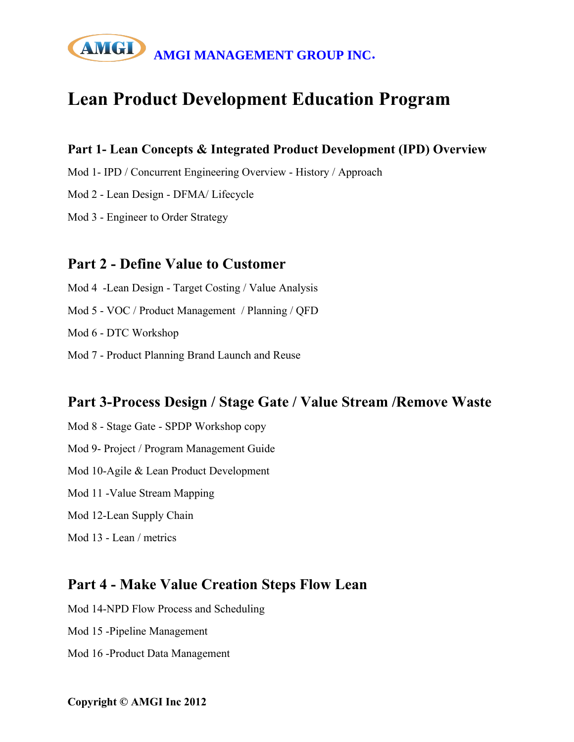AMGI MANAGEMENT GROUP INC.

# Lean Product Development Education Program

## Part 1- Lean Concepts & Integrated Product Development (IPD) Overview

Mod 1- IPD / Concurrent Engineering Overview - History / Approach

Mod 2 - Lean Design - DFMA/ Lifecycle

Mod 3 - Engineer to Order Strategy

## Part 2 - Define Value to Customer

Mod 4 -Lean Design - Target Costing / Value Analysis

Mod 5 - VOC / Product Management / Planning / QFD

Mod 6 - DTC Workshop

Mod 7 - Product Planning Brand Launch and Reuse

## Part 3-Process Design / Stage Gate / Value Stream /Remove Waste

Mod 8 - Stage Gate - SPDP Workshop copy

Mod 9- Project / Program Management Guide

Mod 10-Agile & Lean Product Development

Mod 11 -Value Stream Mapping

Mod 12-Lean Supply Chain

Mod 13 - Lean / metrics

## Part 4 - Make Value Creation Steps Flow Lean

Mod 14-NPD Flow Process and Scheduling

Mod 15 -Pipeline Management

Mod 16 -Product Data Management

**Copyright © AMGI Inc 2012**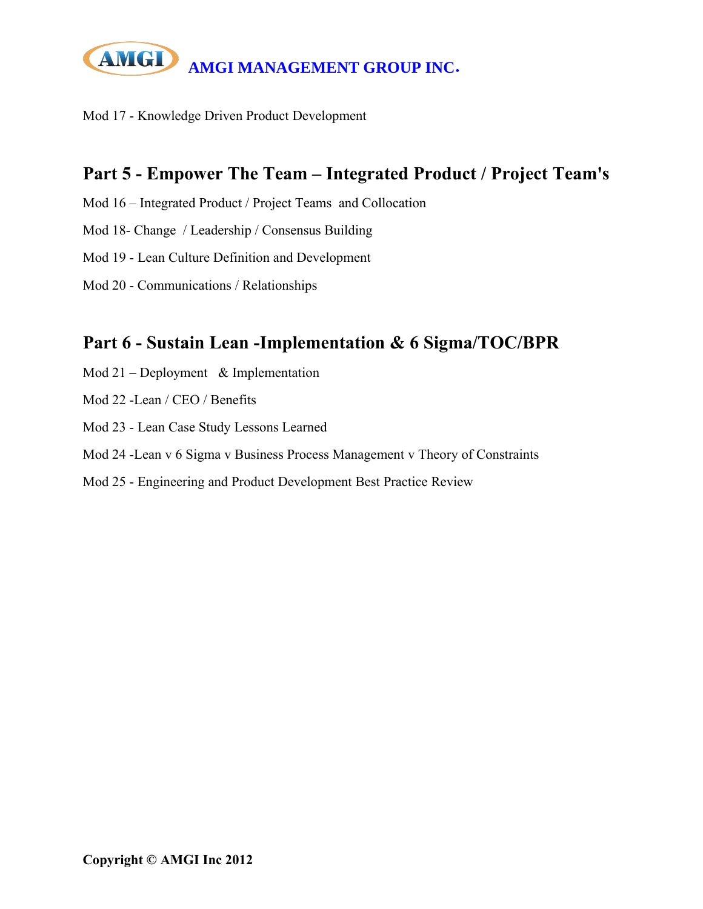Mod 17 - Knowledge Driven Product Development

## Part 5 - Empower The Team – Integrated Product / Project Team's

Mod 16 – Integrated Product / Project Teams and Collocation

Mod 18- Change / Leadership / Consensus Building

Mod 19 - Lean Culture Definition and Development

Mod 20 - Communications / Relationships

## Part 6 - Sustain Lean -Implementation & 6 Sigma/TOC/BPR

Mod 21 – Deployment & Implementation

Mod 22 -Lean / CEO / Benefits

Mod 23 - Lean Case Study Lessons Learned

Mod 24 -Lean v 6 Sigma v Business Process Management v Theory of Constraints

Mod 25 - Engineering and Product Development Best Practice Review